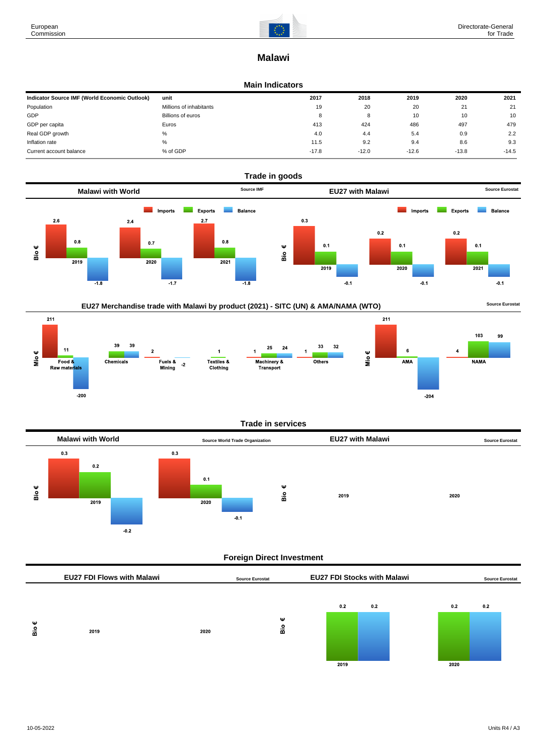# Malawi

## Main Indicators

| Indicator Source IMF (World Economic Outlook) | unit | 2017 | 2018 | 2019 | 2020 | 2021 |
|---|---|---|---|---|---|---|
| Population | Millions of inhabitants | 19 | 20 | 20 | 21 | 21 |
| GDP | Billions of euros | 8 | 8 | 10 | 10 | 10 |
| GDP per capita | Euros | 413 | 424 | 486 | 497 | 479 |
| Real GDP growth | % | 4.0 | 4.4 | 5.4 | 0.9 | 2.2 |
| Inflation rate | % | 11.5 | 9.2 | 9.4 | 8.6 | 9.3 |
| Current account balance | % of GDP | -17.8 | -12.0 | -12.6 | -13.8 | -14.5 |

## Trade in goods

### Malawi with World

Source IMF

Bio €

| | Imports | Exports | Balance |
|---|---|---|---|
| 2019 | 2.6 | 0.8 | -1.8 |
| 2020 | 2.4 | 0.7 | -1.7 |
| 2021 | 2.7 | 0.8 | -1.8 |

### EU27 with Malawi

Source Eurostat

Bio €

| | Imports | Exports | Balance |
|---|---|---|---|
| 2019 | 0.3 | 0.1 | -0.1 |
| 2020 | 0.2 | 0.1 | -0.1 |
| 2021 | 0.2 | 0.1 | -0.1 |

### EU27 Merchandise trade with Malawi by product (2021) - SITC (UN) & AMA/NAMA (WTO)

Source Eurostat

Mio €

| | Imports | Exports | Balance |
|---|---|---|---|
| Food & Raw materials | 211 | 11 | -200 |
| Chemicals | | 39 | 39 |
| Fuels & Mining | 2 | | -2 |
| Textiles & Clothing | | 1 | |
| Machinery & Transport | 1 | 25 | 24 |
| Others | 1 | 33 | 32 |

Mio €

| | Imports | Exports | Balance |
|---|---|---|---|
| AMA | 211 | 6 | -204 |
| NAMA | 4 | 103 | 99 |

## Trade in services

### Malawi with World

Source World Trade Organization

Bio €

| | Imports | Exports | Balance |
|---|---|---|---|
| 2019 | 0.3 | 0.2 | -0.2 |
| 2020 | 0.3 | 0.1 | -0.1 |

### EU27 with Malawi

Source Eurostat

Bio €

| | |
|---|---|
| 2019 | |
| 2020 | |

## Foreign Direct Investment

### EU27 FDI Flows with Malawi

Source Eurostat

Bio €

| | |
|---|---|
| 2019 | |
| 2020 | |

### EU27 FDI Stocks with Malawi

Source Eurostat

Bio €

| | | |
|---|---|---|
| 2019 | 0.2 | 0.2 |
| 2020 | 0.2 | 0.2 |

10-05-2022

Units R4 / A3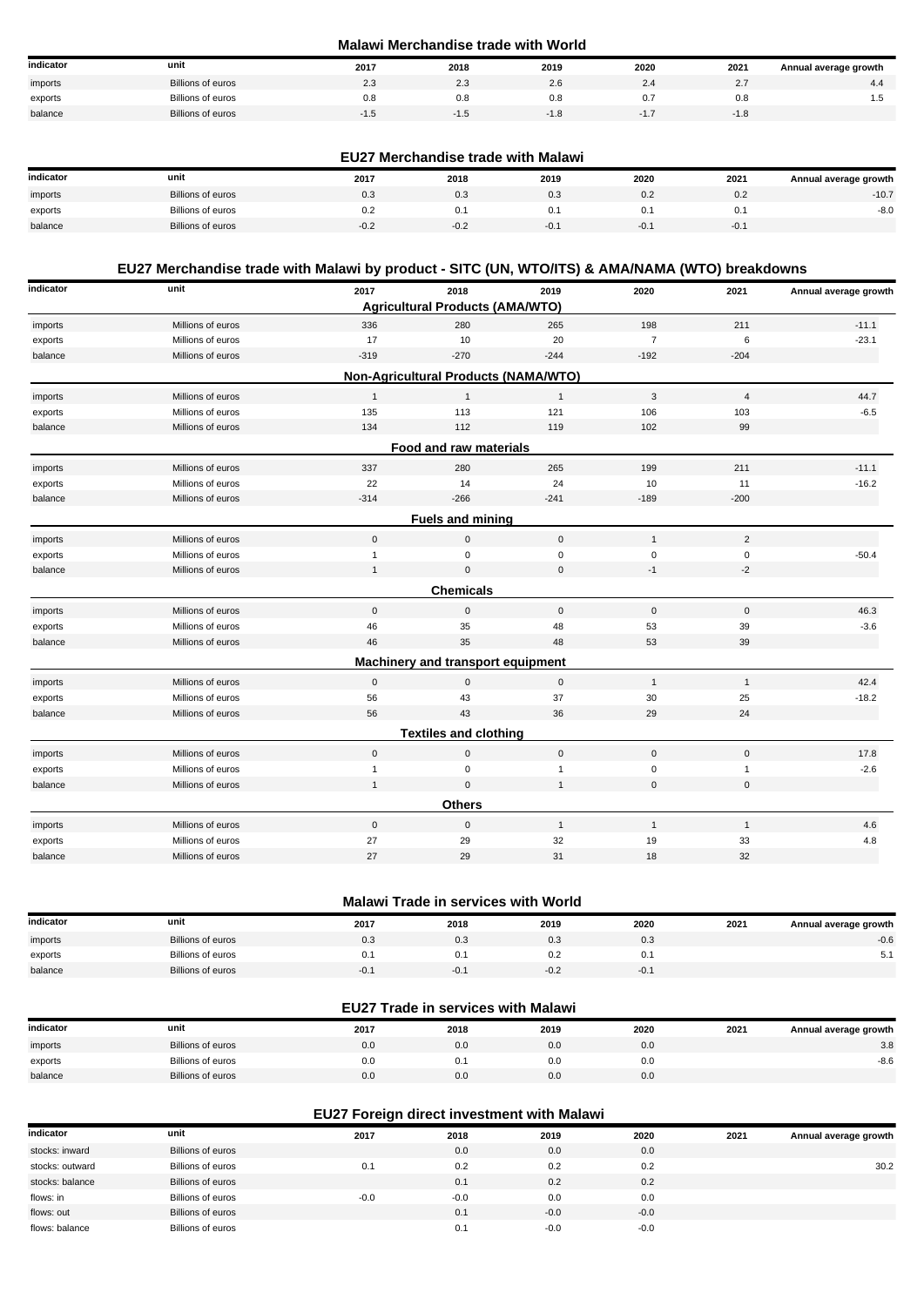### Malawi Merchandise trade with World

| indicator | unit | 2017 | 2018 | 2019 | 2020 | 2021 | Annual average growth |
|---|---|---|---|---|---|---|---|
| imports | Billions of euros | 2.3 | 2.3 | 2.6 | 2.4 | 2.7 | 4.4 |
| exports | Billions of euros | 0.8 | 0.8 | 0.8 | 0.7 | 0.8 | 1.5 |
| balance | Billions of euros | -1.5 | -1.5 | -1.8 | -1.7 | -1.8 | |

### EU27 Merchandise trade with Malawi

| indicator | unit | 2017 | 2018 | 2019 | 2020 | 2021 | Annual average growth |
|---|---|---|---|---|---|---|---|
| imports | Billions of euros | 0.3 | 0.3 | 0.3 | 0.2 | 0.2 | -10.7 |
| exports | Billions of euros | 0.2 | 0.1 | 0.1 | 0.1 | 0.1 | -8.0 |
| balance | Billions of euros | -0.2 | -0.2 | -0.1 | -0.1 | -0.1 | |

### EU27 Merchandise trade with Malawi by product - SITC (UN, WTO/ITS) & AMA/NAMA (WTO) breakdowns

| indicator | unit | 2017 | 2018 | 2019 | 2020 | 2021 | Annual average growth |
|---|---|---|---|---|---|---|---|
| **Agricultural Products (AMA/WTO)** | | | | | | | |
| imports | Millions of euros | 336 | 280 | 265 | 198 | 211 | -11.1 |
| exports | Millions of euros | 17 | 10 | 20 | 7 | 6 | -23.1 |
| balance | Millions of euros | -319 | -270 | -244 | -192 | -204 | |
| **Non-Agricultural Products (NAMA/WTO)** | | | | | | | |
| imports | Millions of euros | 1 | 1 | 1 | 3 | 4 | 44.7 |
| exports | Millions of euros | 135 | 113 | 121 | 106 | 103 | -6.5 |
| balance | Millions of euros | 134 | 112 | 119 | 102 | 99 | |
| **Food and raw materials** | | | | | | | |
| imports | Millions of euros | 337 | 280 | 265 | 199 | 211 | -11.1 |
| exports | Millions of euros | 22 | 14 | 24 | 10 | 11 | -16.2 |
| balance | Millions of euros | -314 | -266 | -241 | -189 | -200 | |
| **Fuels and mining** | | | | | | | |
| imports | Millions of euros | 0 | 0 | 0 | 1 | 2 | |
| exports | Millions of euros | 1 | 0 | 0 | 0 | 0 | -50.4 |
| balance | Millions of euros | 1 | 0 | 0 | -1 | -2 | |
| **Chemicals** | | | | | | | |
| imports | Millions of euros | 0 | 0 | 0 | 0 | 0 | 46.3 |
| exports | Millions of euros | 46 | 35 | 48 | 53 | 39 | -3.6 |
| balance | Millions of euros | 46 | 35 | 48 | 53 | 39 | |
| **Machinery and transport equipment** | | | | | | | |
| imports | Millions of euros | 0 | 0 | 0 | 1 | 1 | 42.4 |
| exports | Millions of euros | 56 | 43 | 37 | 30 | 25 | -18.2 |
| balance | Millions of euros | 56 | 43 | 36 | 29 | 24 | |
| **Textiles and clothing** | | | | | | | |
| imports | Millions of euros | 0 | 0 | 0 | 0 | 0 | 17.8 |
| exports | Millions of euros | 1 | 0 | 1 | 0 | 1 | -2.6 |
| balance | Millions of euros | 1 | 0 | 1 | 0 | 0 | |
| **Others** | | | | | | | |
| imports | Millions of euros | 0 | 0 | 1 | 1 | 1 | 4.6 |
| exports | Millions of euros | 27 | 29 | 32 | 19 | 33 | 4.8 |
| balance | Millions of euros | 27 | 29 | 31 | 18 | 32 | |

### Malawi Trade in services with World

| indicator | unit | 2017 | 2018 | 2019 | 2020 | 2021 | Annual average growth |
|---|---|---|---|---|---|---|---|
| imports | Billions of euros | 0.3 | 0.3 | 0.3 | 0.3 | | -0.6 |
| exports | Billions of euros | 0.1 | 0.1 | 0.2 | 0.1 | | 5.1 |
| balance | Billions of euros | -0.1 | -0.1 | -0.2 | -0.1 | | |

### EU27 Trade in services with Malawi

| indicator | unit | 2017 | 2018 | 2019 | 2020 | 2021 | Annual average growth |
|---|---|---|---|---|---|---|---|
| imports | Billions of euros | 0.0 | 0.0 | 0.0 | 0.0 | | 3.8 |
| exports | Billions of euros | 0.0 | 0.1 | 0.0 | 0.0 | | -8.6 |
| balance | Billions of euros | 0.0 | 0.0 | 0.0 | 0.0 | | |

### EU27 Foreign direct investment with Malawi

| indicator | unit | 2017 | 2018 | 2019 | 2020 | 2021 | Annual average growth |
|---|---|---|---|---|---|---|---|
| stocks: inward | Billions of euros | | 0.0 | 0.0 | 0.0 | | |
| stocks: outward | Billions of euros | 0.1 | 0.2 | 0.2 | 0.2 | | 30.2 |
| stocks: balance | Billions of euros | | 0.1 | 0.2 | 0.2 | | |
| flows: in | Billions of euros | -0.0 | -0.0 | 0.0 | 0.0 | | |
| flows: out | Billions of euros | | 0.1 | -0.0 | -0.0 | | |
| flows: balance | Billions of euros | | 0.1 | -0.0 | -0.0 | | |